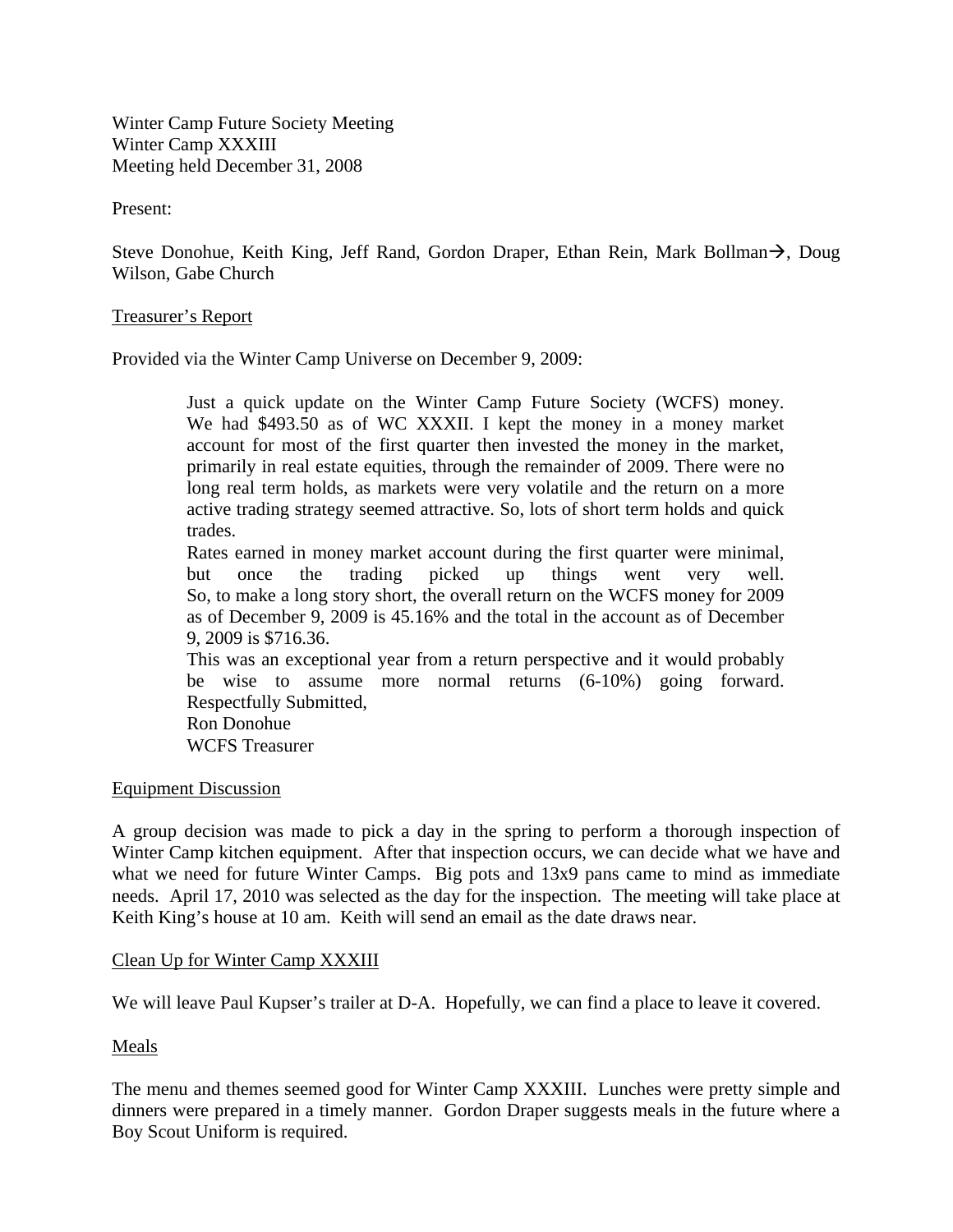Winter Camp Future Society Meeting
Winter Camp XXXIII
Meeting held December 31, 2008

Present:

Steve Donohue, Keith King, Jeff Rand, Gordon Draper, Ethan Rein, Mark Bollman→, Doug Wilson, Gabe Church

<u>Treasurer's Report</u>

Provided via the Winter Camp Universe on December 9, 2009:

> Just a quick update on the Winter Camp Future Society (WCFS) money. We had $493.50 as of WC XXXII. I kept the money in a money market account for most of the first quarter then invested the money in the market, primarily in real estate equities, through the remainder of 2009. There were no long real term holds, as markets were very volatile and the return on a more active trading strategy seemed attractive. So, lots of short term holds and quick trades.
> Rates earned in money market account during the first quarter were minimal, but once the trading picked up things went very well.
> So, to make a long story short, the overall return on the WCFS money for 2009 as of December 9, 2009 is 45.16% and the total in the account as of December 9, 2009 is $716.36.
> This was an exceptional year from a return perspective and it would probably be wise to assume more normal returns (6-10%) going forward.
> Respectfully Submitted,
> Ron Donohue
> WCFS Treasurer

<u>Equipment Discussion</u>

A group decision was made to pick a day in the spring to perform a thorough inspection of Winter Camp kitchen equipment. After that inspection occurs, we can decide what we have and what we need for future Winter Camps. Big pots and 13x9 pans came to mind as immediate needs. April 17, 2010 was selected as the day for the inspection. The meeting will take place at Keith King's house at 10 am. Keith will send an email as the date draws near.

<u>Clean Up for Winter Camp XXXIII</u>

We will leave Paul Kupser's trailer at D-A. Hopefully, we can find a place to leave it covered.

<u>Meals</u>

The menu and themes seemed good for Winter Camp XXXIII. Lunches were pretty simple and dinners were prepared in a timely manner. Gordon Draper suggests meals in the future where a Boy Scout Uniform is required.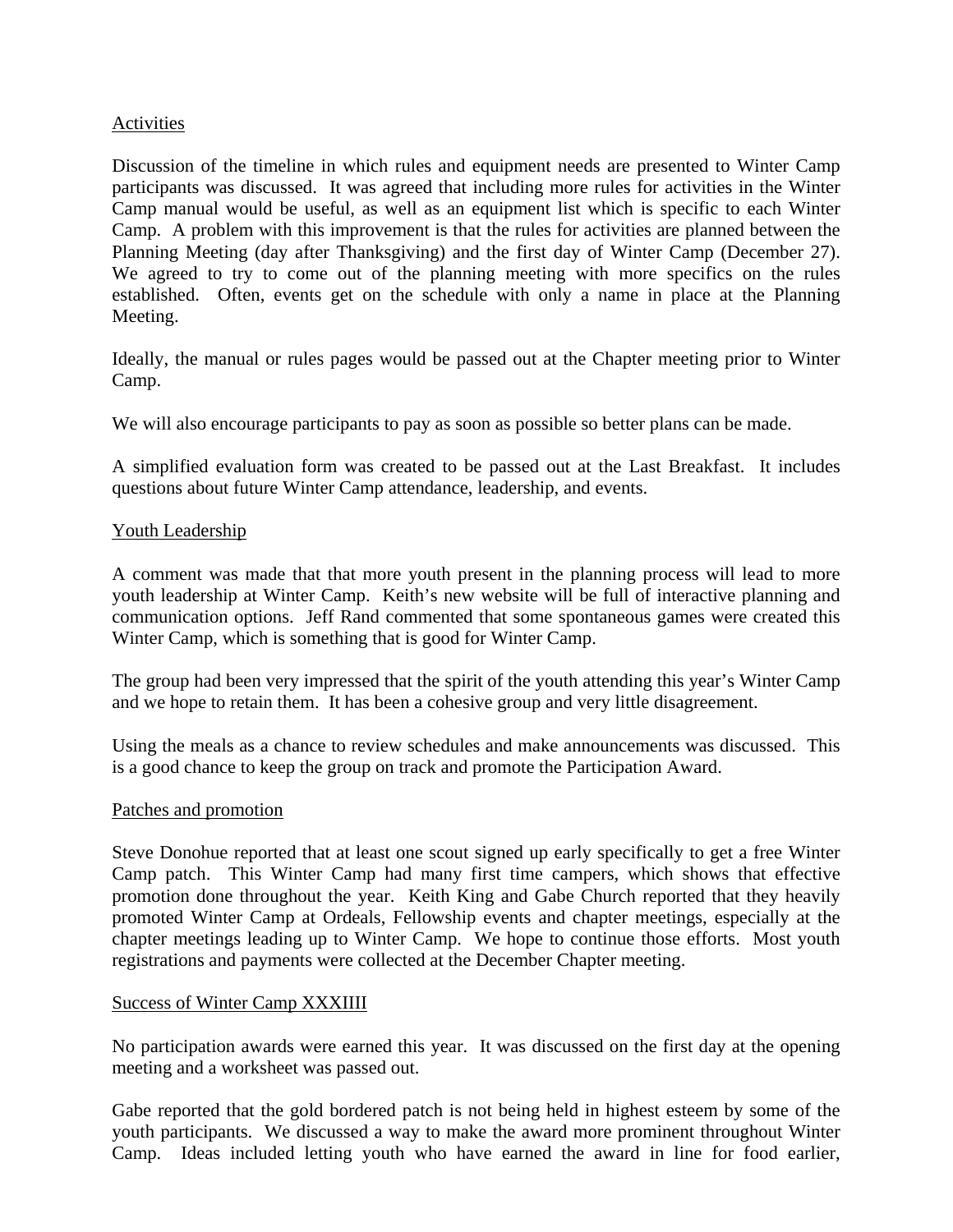Activities

Discussion of the timeline in which rules and equipment needs are presented to Winter Camp participants was discussed. It was agreed that including more rules for activities in the Winter Camp manual would be useful, as well as an equipment list which is specific to each Winter Camp. A problem with this improvement is that the rules for activities are planned between the Planning Meeting (day after Thanksgiving) and the first day of Winter Camp (December 27). We agreed to try to come out of the planning meeting with more specifics on the rules established. Often, events get on the schedule with only a name in place at the Planning Meeting.

Ideally, the manual or rules pages would be passed out at the Chapter meeting prior to Winter Camp.

We will also encourage participants to pay as soon as possible so better plans can be made.

A simplified evaluation form was created to be passed out at the Last Breakfast. It includes questions about future Winter Camp attendance, leadership, and events.

Youth Leadership

A comment was made that that more youth present in the planning process will lead to more youth leadership at Winter Camp. Keith's new website will be full of interactive planning and communication options. Jeff Rand commented that some spontaneous games were created this Winter Camp, which is something that is good for Winter Camp.

The group had been very impressed that the spirit of the youth attending this year's Winter Camp and we hope to retain them. It has been a cohesive group and very little disagreement.

Using the meals as a chance to review schedules and make announcements was discussed. This is a good chance to keep the group on track and promote the Participation Award.

Patches and promotion

Steve Donohue reported that at least one scout signed up early specifically to get a free Winter Camp patch. This Winter Camp had many first time campers, which shows that effective promotion done throughout the year. Keith King and Gabe Church reported that they heavily promoted Winter Camp at Ordeals, Fellowship events and chapter meetings, especially at the chapter meetings leading up to Winter Camp. We hope to continue those efforts. Most youth registrations and payments were collected at the December Chapter meeting.

Success of Winter Camp XXXIIII

No participation awards were earned this year. It was discussed on the first day at the opening meeting and a worksheet was passed out.

Gabe reported that the gold bordered patch is not being held in highest esteem by some of the youth participants. We discussed a way to make the award more prominent throughout Winter Camp. Ideas included letting youth who have earned the award in line for food earlier,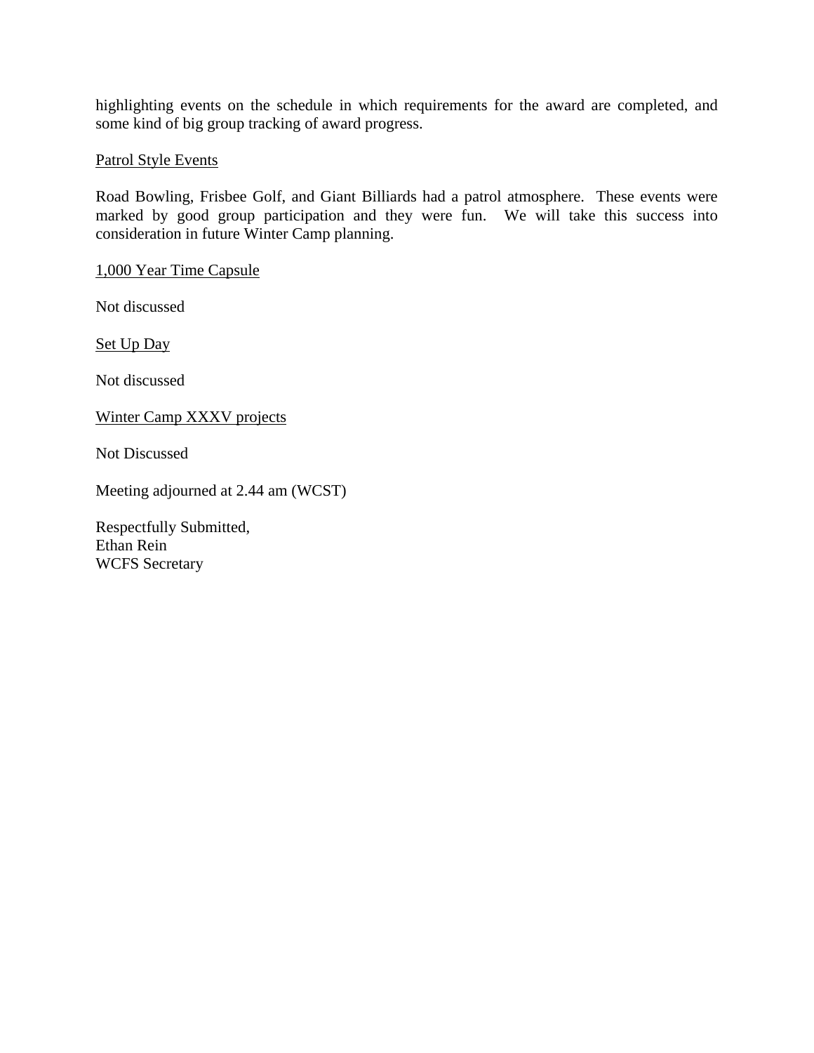highlighting events on the schedule in which requirements for the award are completed, and some kind of big group tracking of award progress.

Patrol Style Events

Road Bowling, Frisbee Golf, and Giant Billiards had a patrol atmosphere. These events were marked by good group participation and they were fun. We will take this success into consideration in future Winter Camp planning.

1,000 Year Time Capsule

Not discussed

Set Up Day

Not discussed

Winter Camp XXXV projects

Not Discussed

Meeting adjourned at 2.44 am (WCST)

Respectfully Submitted,
Ethan Rein
WCFS Secretary